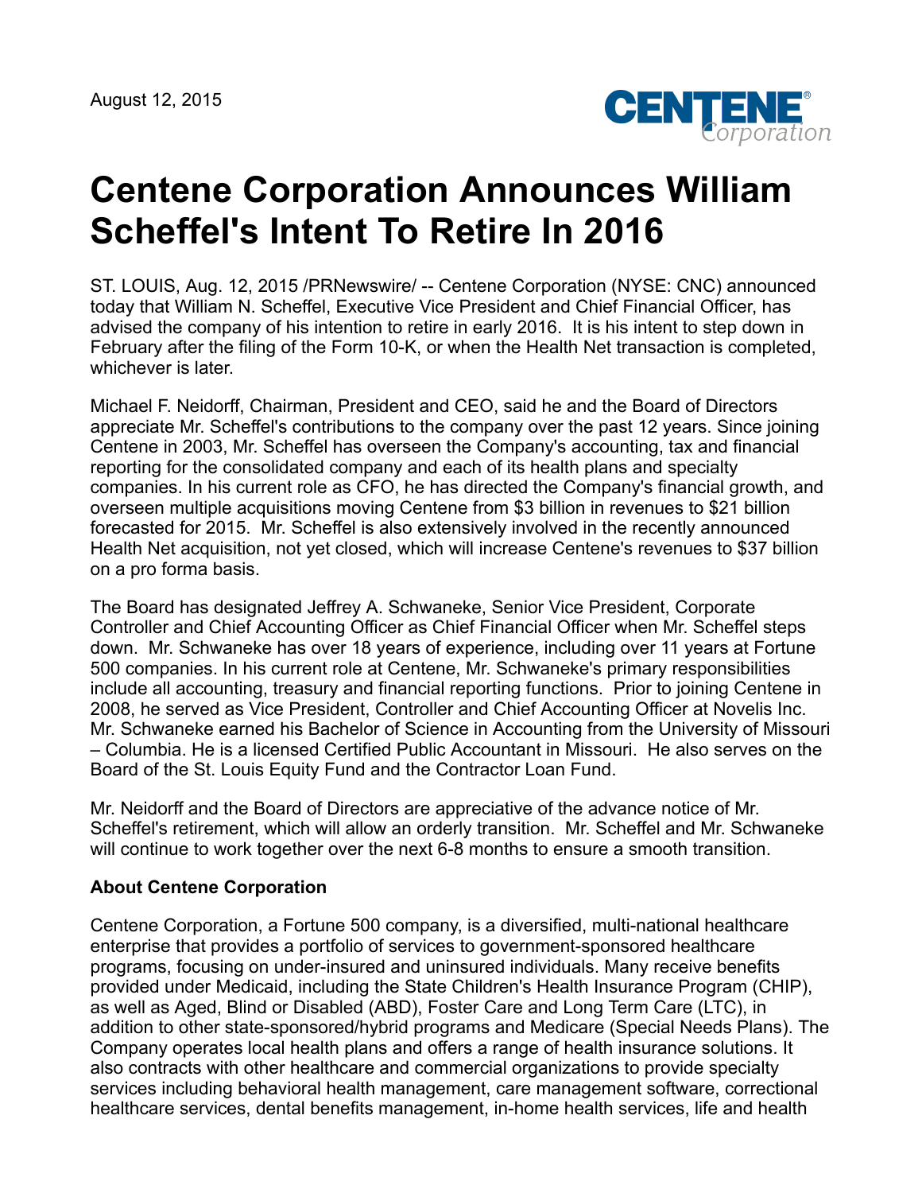August 12, 2015

# Centene Corporation Announces William Scheffel's Intent To Retire In 2016

ST. LOUIS, Aug. 12, 2015 /PRNewswire/ -- Centene Corporation (NYSE: CNC) announced today that William N. Scheffel, Executive Vice President and Chief Financial Officer, has advised the company of his intention to retire in early 2016. It is his intent to step down in February after the filing of the Form 10-K, or when the Health Net transaction is completed, whichever is later.

Michael F. Neidorff, Chairman, President and CEO, said he and the Board of Directors appreciate Mr. Scheffel's contributions to the company over the past 12 years. Since joining Centene in 2003, Mr. Scheffel has overseen the Company's accounting, tax and financial reporting for the consolidated company and each of its health plans and specialty companies. In his current role as CFO, he has directed the Company's financial growth, and overseen multiple acquisitions moving Centene from $3 billion in revenues to $21 billion forecasted for 2015. Mr. Scheffel is also extensively involved in the recently announced Health Net acquisition, not yet closed, which will increase Centene's revenues to $37 billion on a pro forma basis.

The Board has designated Jeffrey A. Schwaneke, Senior Vice President, Corporate Controller and Chief Accounting Officer as Chief Financial Officer when Mr. Scheffel steps down. Mr. Schwaneke has over 18 years of experience, including over 11 years at Fortune 500 companies. In his current role at Centene, Mr. Schwaneke's primary responsibilities include all accounting, treasury and financial reporting functions. Prior to joining Centene in 2008, he served as Vice President, Controller and Chief Accounting Officer at Novelis Inc. Mr. Schwaneke earned his Bachelor of Science in Accounting from the University of Missouri – Columbia. He is a licensed Certified Public Accountant in Missouri. He also serves on the Board of the St. Louis Equity Fund and the Contractor Loan Fund.

Mr. Neidorff and the Board of Directors are appreciative of the advance notice of Mr. Scheffel's retirement, which will allow an orderly transition. Mr. Scheffel and Mr. Schwaneke will continue to work together over the next 6-8 months to ensure a smooth transition.

**About Centene Corporation**

Centene Corporation, a Fortune 500 company, is a diversified, multi-national healthcare enterprise that provides a portfolio of services to government-sponsored healthcare programs, focusing on under-insured and uninsured individuals. Many receive benefits provided under Medicaid, including the State Children's Health Insurance Program (CHIP), as well as Aged, Blind or Disabled (ABD), Foster Care and Long Term Care (LTC), in addition to other state-sponsored/hybrid programs and Medicare (Special Needs Plans). The Company operates local health plans and offers a range of health insurance solutions. It also contracts with other healthcare and commercial organizations to provide specialty services including behavioral health management, care management software, correctional healthcare services, dental benefits management, in-home health services, life and health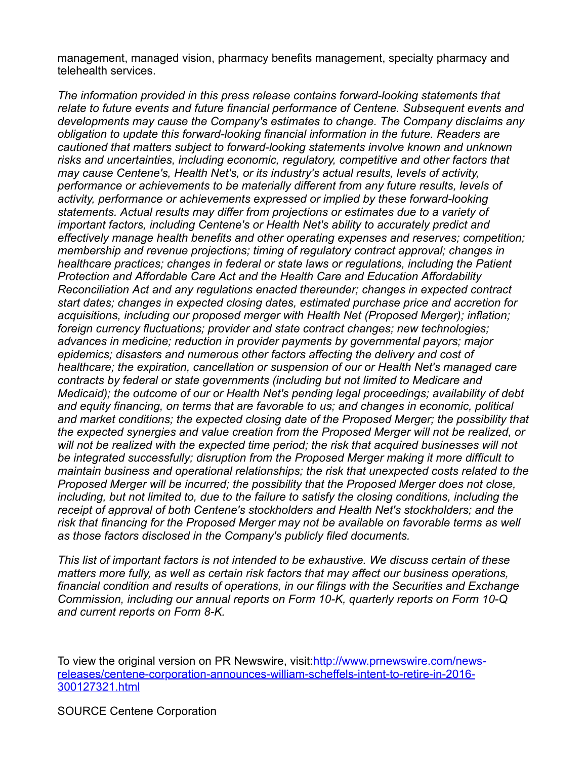management, managed vision, pharmacy benefits management, specialty pharmacy and telehealth services.

*The information provided in this press release contains forward-looking statements that relate to future events and future financial performance of Centene. Subsequent events and developments may cause the Company's estimates to change. The Company disclaims any obligation to update this forward-looking financial information in the future. Readers are cautioned that matters subject to forward-looking statements involve known and unknown risks and uncertainties, including economic, regulatory, competitive and other factors that may cause Centene's, Health Net's, or its industry's actual results, levels of activity, performance or achievements to be materially different from any future results, levels of activity, performance or achievements expressed or implied by these forward-looking statements. Actual results may differ from projections or estimates due to a variety of important factors, including Centene's or Health Net's ability to accurately predict and effectively manage health benefits and other operating expenses and reserves; competition; membership and revenue projections; timing of regulatory contract approval; changes in healthcare practices; changes in federal or state laws or regulations, including the Patient Protection and Affordable Care Act and the Health Care and Education Affordability Reconciliation Act and any regulations enacted thereunder; changes in expected contract start dates; changes in expected closing dates, estimated purchase price and accretion for acquisitions, including our proposed merger with Health Net (Proposed Merger); inflation; foreign currency fluctuations; provider and state contract changes; new technologies; advances in medicine; reduction in provider payments by governmental payors; major epidemics; disasters and numerous other factors affecting the delivery and cost of healthcare; the expiration, cancellation or suspension of our or Health Net's managed care contracts by federal or state governments (including but not limited to Medicare and Medicaid); the outcome of our or Health Net's pending legal proceedings; availability of debt and equity financing, on terms that are favorable to us; and changes in economic, political and market conditions; the expected closing date of the Proposed Merger; the possibility that the expected synergies and value creation from the Proposed Merger will not be realized, or will not be realized with the expected time period; the risk that acquired businesses will not be integrated successfully; disruption from the Proposed Merger making it more difficult to maintain business and operational relationships; the risk that unexpected costs related to the Proposed Merger will be incurred; the possibility that the Proposed Merger does not close, including, but not limited to, due to the failure to satisfy the closing conditions, including the receipt of approval of both Centene's stockholders and Health Net's stockholders; and the risk that financing for the Proposed Merger may not be available on favorable terms as well as those factors disclosed in the Company's publicly filed documents.*

*This list of important factors is not intended to be exhaustive. We discuss certain of these matters more fully, as well as certain risk factors that may affect our business operations, financial condition and results of operations, in our filings with the Securities and Exchange Commission, including our annual reports on Form 10-K, quarterly reports on Form 10-Q and current reports on Form 8-K.*

To view the original version on PR Newswire, visit:[http://www.prnewswire.com/news-releases/centene-corporation-announces-william-scheffels-intent-to-retire-in-2016-300127321.html](http://www.prnewswire.com/news-releases/centene-corporation-announces-william-scheffels-intent-to-retire-in-2016-300127321.html)

SOURCE Centene Corporation